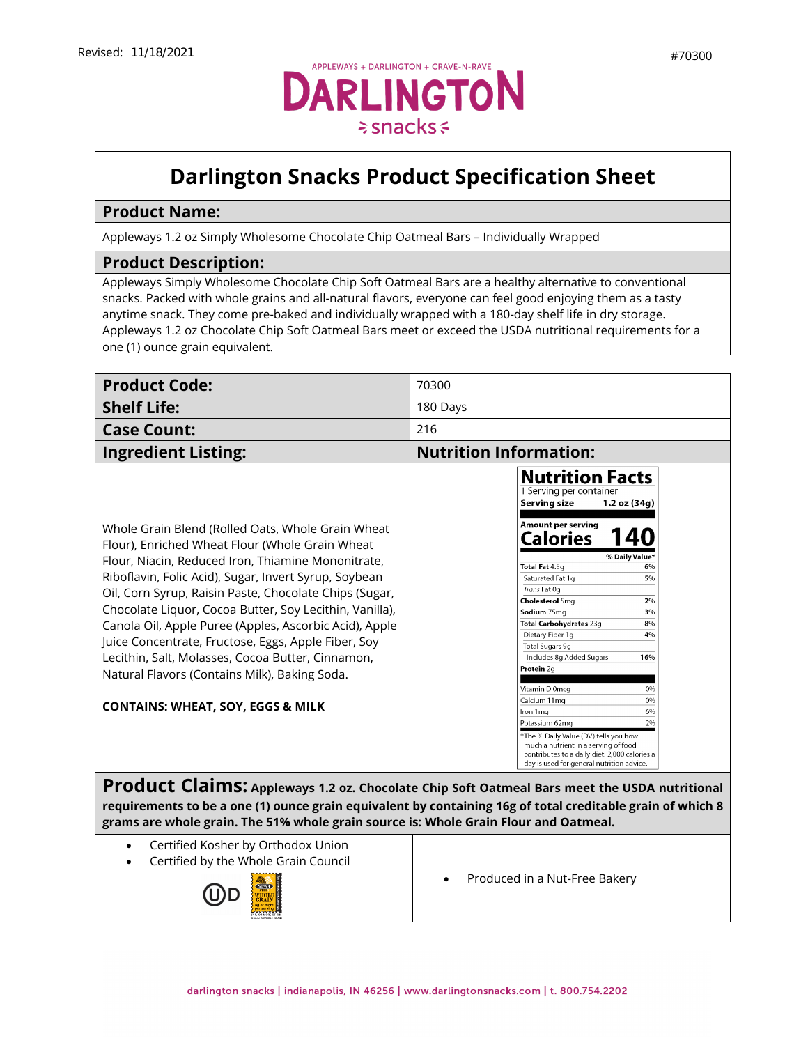Revised: 11/18/2021

#70300

APPLEWAYS + DARLINGTON + CRAVE-N-RAVE

DARLINGTON snacks

# Darlington Snacks Product Specification Sheet

## Product Name:

Appleways 1.2 oz Simply Wholesome Chocolate Chip Oatmeal Bars – Individually Wrapped

## Product Description:

Appleways Simply Wholesome Chocolate Chip Soft Oatmeal Bars are a healthy alternative to conventional snacks. Packed with whole grains and all-natural flavors, everyone can feel good enjoying them as a tasty anytime snack. They come pre-baked and individually wrapped with a 180-day shelf life in dry storage. Appleways 1.2 oz Chocolate Chip Soft Oatmeal Bars meet or exceed the USDA nutritional requirements for a one (1) ounce grain equivalent.

| **Product Code:** | 70300 |
|---|---|
| **Shelf Life:** | 180 Days |
| **Case Count:** | 216 |

## Ingredient Listing:

Whole Grain Blend (Rolled Oats, Whole Grain Wheat Flour), Enriched Wheat Flour (Whole Grain Wheat Flour, Niacin, Reduced Iron, Thiamine Mononitrate, Riboflavin, Folic Acid), Sugar, Invert Syrup, Soybean Oil, Corn Syrup, Raisin Paste, Chocolate Chips (Sugar, Chocolate Liquor, Cocoa Butter, Soy Lecithin, Vanilla), Canola Oil, Apple Puree (Apples, Ascorbic Acid), Apple Juice Concentrate, Fructose, Eggs, Apple Fiber, Soy Lecithin, Salt, Molasses, Cocoa Butter, Cinnamon, Natural Flavors (Contains Milk), Baking Soda.

**CONTAINS: WHEAT, SOY, EGGS & MILK**

## Nutrition Information:

**Nutrition Facts**

1 Serving per container

**Serving size** 1.2 oz (34g)

**Amount per serving**

**Calories 140**

| | % Daily Value* |
|---|---|
| **Total Fat** 4.5g | 6% |
| Saturated Fat 1g | 5% |
| *Trans* Fat 0g | |
| **Cholesterol** 5mg | 2% |
| **Sodium** 75mg | 3% |
| **Total Carbohydrates** 23g | 8% |
| Dietary Fiber 1g | 4% |
| Total Sugars 9g | |
| Includes 8g Added Sugars | 16% |
| **Protein** 2g | |
| Vitamin D 0mcg | 0% |
| Calcium 11mg | 0% |
| Iron 1mg | 6% |
| Potassium 62mg | 2% |

*The % Daily Value (DV) tells you how much a nutrient in a serving of food contributes to a daily diet. 2,000 calories a day is used for general nutrition advice.

## Product Claims:

**Appleways 1.2 oz. Chocolate Chip Soft Oatmeal Bars meet the USDA nutritional requirements to be a one (1) ounce grain equivalent by containing 16g of total creditable grain of which 8 grams are whole grain. The 51% whole grain source is: Whole Grain Flour and Oatmeal.**

- Certified Kosher by Orthodox Union
- Certified by the Whole Grain Council
- Produced in a Nut-Free Bakery

darlington snacks | indianapolis, IN 46256 | www.darlingtonsnacks.com | t. 800.754.2202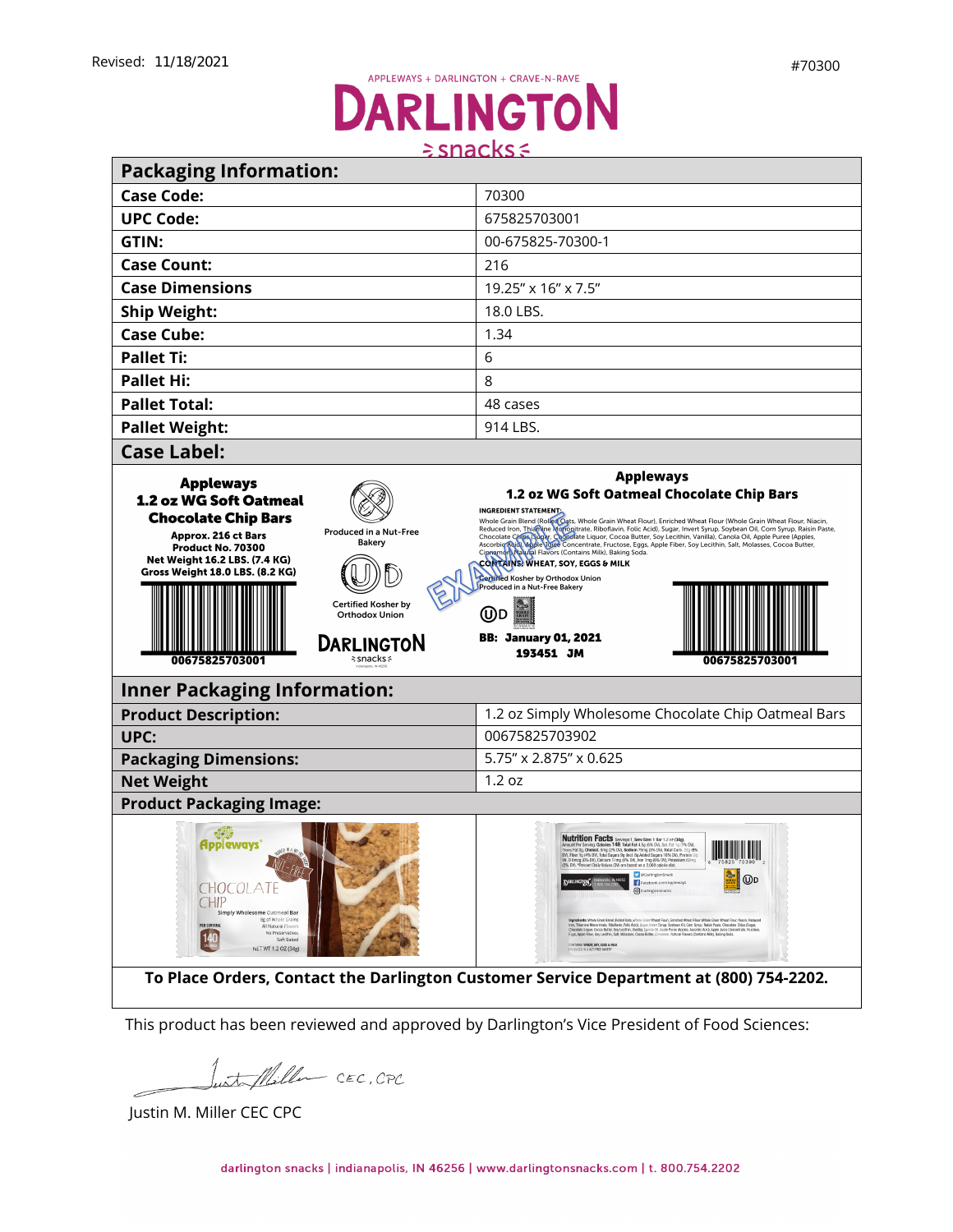Revised: 11/18/2021

#70300

APPLEWAYS + DARLINGTON + CRAVE-N-RAVE

# DARLINGTON snacks

| Packaging Information: | |
|---|---|
| **Case Code:** | 70300 |
| **UPC Code:** | 675825703001 |
| **GTIN:** | 00-675825-70300-1 |
| **Case Count:** | 216 |
| **Case Dimensions** | 19.25" x 16" x 7.5" |
| **Ship Weight:** | 18.0 LBS. |
| **Case Cube:** | 1.34 |
| **Pallet Ti:** | 6 |
| **Pallet Hi:** | 8 |
| **Pallet Total:** | 48 cases |
| **Pallet Weight:** | 914 LBS. |

## Case Label:

**Appleways**
**1.2 oz WG Soft Oatmeal Chocolate Chip Bars**
**Approx. 216 ct Bars**
**Product No. 70300**
**Net Weight 16.2 LBS. (7.4 KG)**
**Gross Weight 18.0 LBS. (8.2 KG)**

00675825703001

Produced in a Nut-Free Bakery

Certified Kosher by Orthodox Union

DARLINGTON snacks

**Appleways**
**1.2 oz WG Soft Oatmeal Chocolate Chip Bars**

**INGREDIENT STATEMENT:**
Whole Grain Blend (Rolled Oats, Whole Grain Wheat Flour), Enriched Wheat Flour (Whole Grain Wheat Flour, Niacin, Reduced Iron, Thiamine Mononitrate, Riboflavin, Folic Acid); Sugar, Invert Syrup, Soybean Oil, Corn Syrup, Raisin Paste, Chocolate Chips (Sugar, Chocolate Liquor, Cocoa Butter, Soy Lecithin, Vanilla), Canola Oil, Apple Puree (Apples, Ascorbic Acid), Apple Juice Concentrate, Fructose, Eggs, Apple Fiber, Soy Lecithin, Salt, Molasses, Cocoa Butter, Cinnamon, Natural Flavors (Contains Milk), Baking Soda.
**CONTAINS: WHEAT, SOY, EGGS & MILK**
Certified Kosher by Orthodox Union
Produced in a Nut-Free Bakery

EXAMPLE

**BB: January 01, 2021**
**193451 JM**

00675825703001

| Inner Packaging Information: | |
|---|---|
| **Product Description:** | 1.2 oz Simply Wholesome Chocolate Chip Oatmeal Bars |
| **UPC:** | 00675825703902 |
| **Packaging Dimensions:** | 5.75" x 2.875" x 0.625 |
| **Net Weight** | 1.2 oz |

**Product Packaging Image:**

**To Place Orders, Contact the Darlington Customer Service Department at (800) 754-2202.**

This product has been reviewed and approved by Darlington's Vice President of Food Sciences:

Justin M. Miller CEC CPC

darlington snacks | indianapolis, IN 46256 | www.darlingtonsnacks.com | t. 800.754.2202